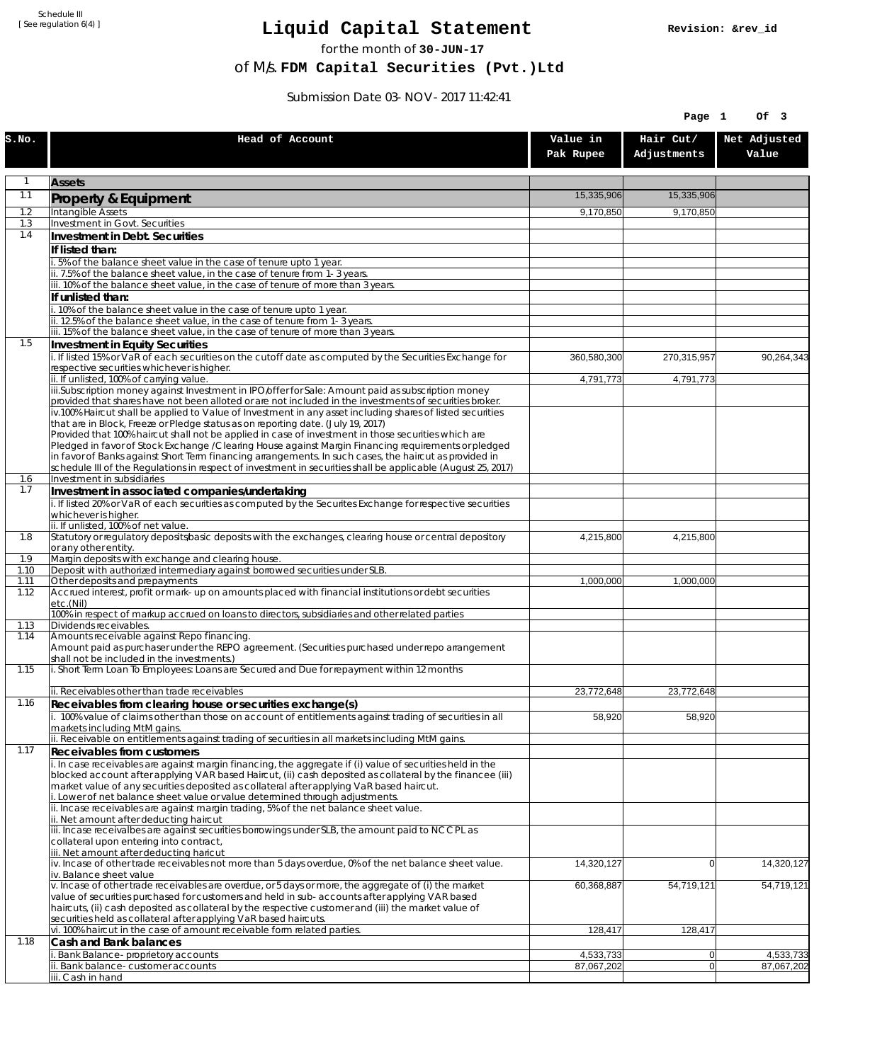Schedule III
[ See regulation 6(4) ]

# Liquid Capital Statement

Revision: &rev_id

for the month of **30-JUN-17**

of M/s. **FDM Capital Securities (Pvt.)Ltd**

Submission Date 03-NOV-2017 11:42:41

| S.No. | Head of Account | Value in Pak Rupee | Hair Cut/ Adjustments | Net Adjusted Value |
|---|---|---|---|---|
| 1 | **Assets** | | | |
| 1.1 | **Property & Equipment** | 15,335,906 | 15,335,906 | |
| 1.2 | Intangible Assets | 9,170,850 | 9,170,850 | |
| 1.3 | Investment in Govt. Securities | | | |
| 1.4 | **Investment in Debt. Securities** | | | |
| | **If listed than:** | | | |
| | i. 5% of the balance sheet value in the case of tenure upto 1 year. | | | |
| | ii. 7.5% of the balance sheet value, in the case of tenure from 1-3 years. | | | |
| | iii. 10% of the balance sheet value, in the case of tenure of more than 3 years. | | | |
| | **If unlisted than:** | | | |
| | i. 10% of the balance sheet value in the case of tenure upto 1 year. | | | |
| | ii. 12.5% of the balance sheet value, in the case of tenure from 1-3 years. | | | |
| | iii. 15% of the balance sheet value, in the case of tenure of more than 3 years. | | | |
| 1.5 | **Investment in Equity Securities** | | | |
| | i. If listed 15% or VaR of each securities on the cutoff date as computed by the Securities Exchange for respective securities whichever is higher. | 360,580,300 | 270,315,957 | 90,264,343 |
| | ii. If unlisted, 100% of carrying value. | 4,791,773 | 4,791,773 | |
| | iii.Subscription money against Investment in IPO/offer for Sale: Amount paid as subscription money provided that shares have not been alloted or are not included in the investments of securities broker. | | | |
| | iv.100% Haircut shall be applied to Value of Investment in any asset including shares of listed securities that are in Block, Freeze or Pledge status as on reporting date. (July 19, 2017) Provided that 100% haircut shall not be applied in case of investment in those securities which are Pledged in favor of Stock Exchange / Clearing House against Margin Financing requirements or pledged in favor of Banks against Short Term financing arrangements. In such cases, the haircut as provided in schedule III of the Regulations in respect of investment in securities shall be applicable (August 25, 2017) | | | |
| 1.6 | Investment in subsidiaries | | | |
| 1.7 | **Investment in associated companies/undertaking** | | | |
| | i. If listed 20% or VaR of each securities as computed by the Securites Exchange for respective securities whichever is higher. | | | |
| | ii. If unlisted, 100% of net value. | | | |
| 1.8 | Statutory or regulatory deposits/basic deposits with the exchanges, clearing house or central depository or any other entity. | 4,215,800 | 4,215,800 | |
| 1.9 | Margin deposits with exchange and clearing house. | | | |
| 1.10 | Deposit with authorized intermediary against borrowed securities under SLB. | | | |
| 1.11 | Other deposits and prepayments | 1,000,000 | 1,000,000 | |
| 1.12 | Accrued interest, profit or mark-up on amounts placed with financial institutions or debt securities etc.(Nil) 100% in respect of markup accrued on loans to directors, subsidiaries and other related parties | | | |
| 1.13 | Dividends receivables. | | | |
| 1.14 | Amounts receivable against Repo financing. Amount paid as purchaser under the REPO agreement. (Securities purchased under repo arrangement shall not be included in the investments.) | | | |
| 1.15 | i. Short Term Loan To Employees: Loans are Secured and Due for repayment within 12 months | | | |
| | ii. Receivables other than trade receivables | 23,772,648 | 23,772,648 | |
| 1.16 | **Receivables from clearing house or securities exchange(s)** | | | |
| | i. 100% value of claims other than those on account of entitlements against trading of securities in all markets including MtM gains. | 58,920 | 58,920 | |
| | ii. Receivable on entitlements against trading of securities in all markets including MtM gains. | | | |
| 1.17 | **Receivables from customers** | | | |
| | i. In case receivables are against margin financing, the aggregate if (i) value of securities held in the blocked account after applying VAR based Haircut, (ii) cash deposited as collateral by the financee (iii) market value of any securities deposited as collateral after applying VaR based haircut. i. Lower of net balance sheet value or value determined through adjustments. | | | |
| | ii. Incase receivables are against margin trading, 5% of the net balance sheet value. ii. Net amount after deducting haircut | | | |
| | iii. Incase receivalbes are against securities borrowings under SLB, the amount paid to NCCPL as collateral upon entering into contract, iii. Net amount after deducting haricut | | | |
| | iv. Incase of other trade receivables not more than 5 days overdue, 0% of the net balance sheet value. iv. Balance sheet value | 14,320,127 | 0 | 14,320,127 |
| | v. Incase of other trade receivables are overdue, or 5 days or more, the aggregate of (i) the market value of securities purchased for customers and held in sub-accounts after applying VAR based haircuts, (ii) cash deposited as collateral by the respective customer and (iii) the market value of securities held as collateral after applying VaR based haircuts. | 60,368,887 | 54,719,121 | 54,719,121 |
| | vi. 100% haircut in the case of amount receivable form related parties. | 128,417 | 128,417 | |
| 1.18 | **Cash and Bank balances** | | | |
| | i. Bank Balance-proprietory accounts | 4,533,733 | 0 | 4,533,733 |
| | ii. Bank balance-customer accounts | 87,067,202 | 0 | 87,067,202 |
| | iii. Cash in hand | | | |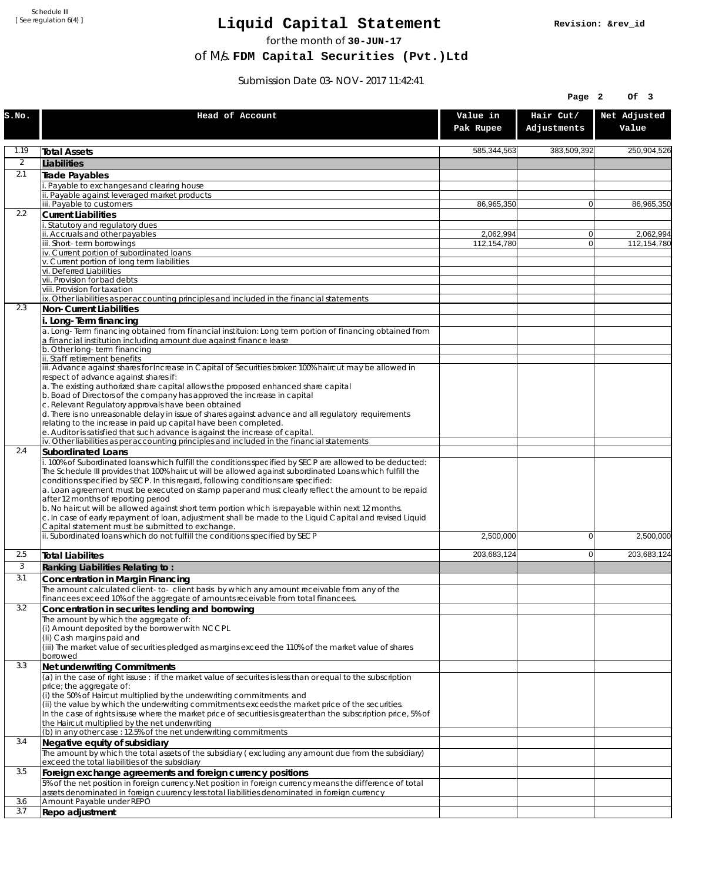Schedule III
[ See regulation 6(4) ]

# Liquid Capital Statement

Revision: &rev_id

for the month of **30-JUN-17**

of M/s. **FDM Capital Securities (Pvt.)Ltd**

Submission Date 03-NOV-2017 11:42:41

| S.No. | Head of Account | Value in Pak Rupee | Hair Cut/ Adjustments | Net Adjusted Value |
|---|---|---|---|---|
| 1.19 | **Total Assets** | 585,344,563 | 383,509,392 | 250,904,526 |
| 2 | **Liabilities** | | | |
| 2.1 | **Trade Payables** | | | |
| | i. Payable to exchanges and clearing house | | | |
| | ii. Payable against leveraged market products | | | |
| | iii. Payable to customers | 86,965,350 | 0 | 86,965,350 |
| 2.2 | **Current Liabilities** | | | |
| | i. Statutory and regulatory dues | | | |
| | ii. Accruals and other payables | 2,062,994 | 0 | 2,062,994 |
| | iii. Short-term borrowings | 112,154,780 | 0 | 112,154,780 |
| | iv. Current portion of subordinated loans | | | |
| | v. Current portion of long term liabilities | | | |
| | vi. Deferred Liabilities | | | |
| | vii. Provision for bad debts | | | |
| | viii. Provision for taxation | | | |
| | ix. Other liabilities as per accounting principles and included in the financial statements | | | |
| 2.3 | **Non-Current Liabilities** | | | |
| | **i. Long-Term financing** | | | |
| | a. Long-Term financing obtained from financial instituion: Long term portion of financing obtained from a financial institution including amount due against finance lease | | | |
| | b. Other long-term financing | | | |
| | ii. Staff retirement benefits | | | |
| | iii. Advance against shares for Increase in Capital of Securities broker: 100% haircut may be allowed in respect of advance against shares if:<br>a. The existing authorized share capital allows the proposed enhanced share capital<br>b. Boad of Directors of the company has approved the increase in capital<br>c. Relevant Regulatory approvals have been obtained<br>d. There is no unreasonable delay in issue of shares against advance and all regulatory requirements relating to the increase in paid up capital have been completed.<br>e. Auditor is satisfied that such advance is against the increase of capital. | | | |
| | iv. Other liabilities as per accounting principles and included in the financial statements | | | |
| 2.4 | **Subordinated Loans** | | | |
| | i. 100% of Subordinated loans which fulfill the conditions specified by SECP are allowed to be deducted:<br>The Schedule III provides that 100% haircut will be allowed against subordinated Loans which fulfill the conditions specified by SECP. In this regard, following conditions are specified:<br>a. Loan agreement must be executed on stamp paper and must clearly reflect the amount to be repaid after 12 months of reporting period<br>b. No haircut will be allowed against short term portion which is repayable within next 12 months.<br>c. In case of early repayment of loan, adjustment shall be made to the Liquid Capital and revised Liquid Capital statement must be submitted to exchange. | | | |
| | ii. Subordinated loans which do not fulfill the conditions specified by SECP | 2,500,000 | 0 | 2,500,000 |
| 2.5 | **Total Liabilites** | 203,683,124 | 0 | 203,683,124 |
| 3 | **Ranking Liabilities Relating to :** | | | |
| 3.1 | **Concentration in Margin Financing** | | | |
| | The amount calculated client-to- client basis by which any amount receivable from any of the financees exceed 10% of the aggregate of amounts receivable from total financees. | | | |
| 3.2 | **Concentration in securites lending and borrowing** | | | |
| | The amount by which the aggregate of:<br>(i) Amount deposited by the borrower with NCCPL<br>(Ii) Cash margins paid and<br>(iii) The market value of securities pledged as margins exceed the 110% of the market value of shares borrowed | | | |
| 3.3 | **Net underwriting Commitments** | | | |
| | (a) in the case of right issuse : if the market value of securites is less than or equal to the subscription price; the aggregate of:<br>(i) the 50% of Haircut multiplied by the underwriting commitments and<br>(ii) the value by which the underwriting commitments exceeds the market price of the securities.<br>In the case of rights issuse where the market price of securities is greater than the subscription price, 5% of the Haircut multiplied by the net underwriting | | | |
| | (b) in any other case : 12.5% of the net underwriting commitments | | | |
| 3.4 | **Negative equity of subsidiary** | | | |
| | The amount by which the total assets of the subsidiary ( excluding any amount due from the subsidiary) exceed the total liabilities of the subsidiary | | | |
| 3.5 | **Foreign exchange agreements and foreign currency positions** | | | |
| | 5% of the net position in foreign currency.Net position in foreign currency means the difference of total assets denominated in foreign cuurency less total liabilities denominated in foreign currency | | | |
| 3.6 | Amount Payable under REPO | | | |
| 3.7 | **Repo adjustment** | | | |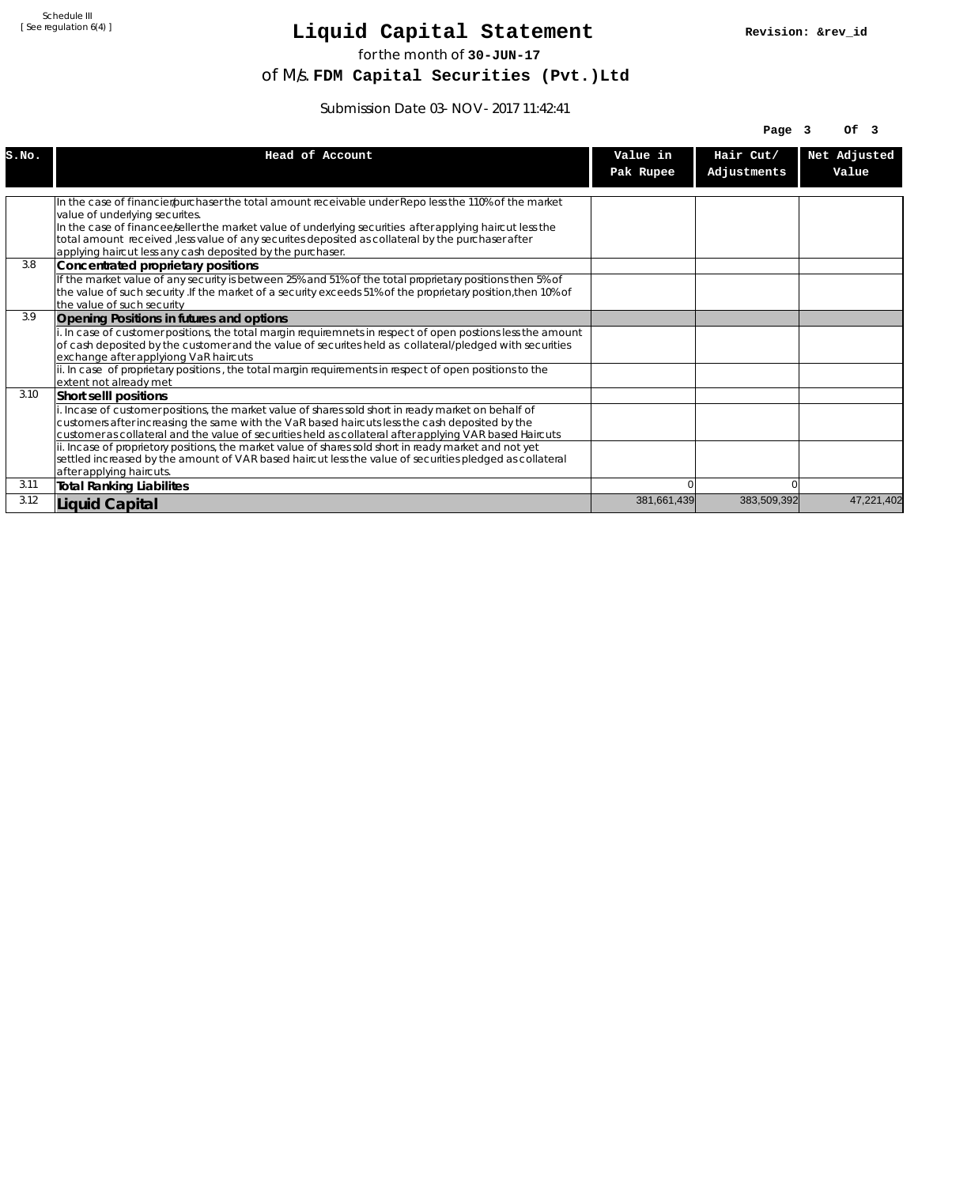Schedule III
[ See regulation 6(4) ]

# Liquid Capital Statement

for the month of **30-JUN-17**

of M/s. **FDM Capital Securities (Pvt.)Ltd**

Submission Date 03-NOV-2017 11:42:41

Revision: &rev_id

| S.No. | Head of Account | Value in Pak Rupee | Hair Cut/ Adjustments | Net Adjusted Value |
|---|---|---|---|---|
| | In the case of financier/purchaser the total amount receivable under Repo less the 110% of the market value of underlying securites.<br>In the case of financee/seller the market value of underlying securities after applying haircut less the total amount received ,less value of any securites deposited as collateral by the purchaser after applying haircut less any cash deposited by the purchaser. | | | |
| 3.8 | **Concentrated proprietary positions** | | | |
| | If the market value of any security is between 25% and 51% of the total proprietary positions then 5% of the value of such security .If the market of a security exceeds 51% of the proprietary position,then 10% of the value of such security | | | |
| 3.9 | **Opening Positions in futures and options** | | | |
| | i. In case of customer positions, the total margin requiremnets in respect of open postions less the amount of cash deposited by the customer and the value of securites held as collateral/pledged with securities exchange after applyiong VaR haircuts | | | |
| | ii. In case of proprietary positions , the total margin requirements in respect of open positions to the extent not already met | | | |
| 3.10 | **Short selll positions** | | | |
| | i. Incase of customer positions, the market value of shares sold short in ready market on behalf of customers after increasing the same with the VaR based haircuts less the cash deposited by the customer as collateral and the value of securities held as collateral after applying VAR based Haircuts | | | |
| | ii. Incase of proprietory positions, the market value of shares sold short in ready market and not yet settled increased by the amount of VAR based haircut less the value of securities pledged as collateral after applying haircuts. | | | |
| 3.11 | **Total Ranking Liabilites** | 0 | 0 | |
| 3.12 | **Liquid Capital** | 381,661,439 | 383,509,392 | 47,221,402 |